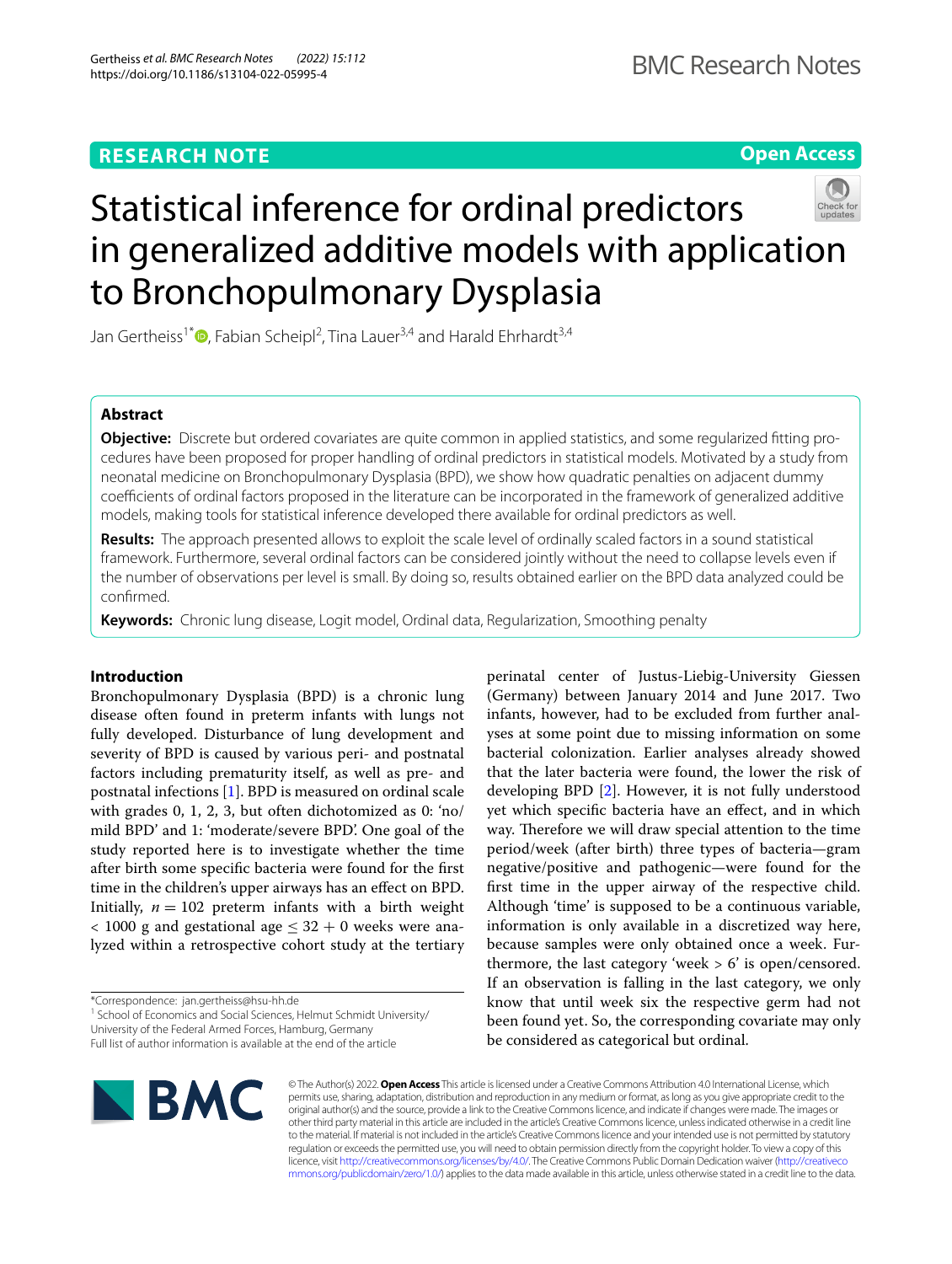RESEARCH NOTE

Open Access

# Statistical inference for ordinal predictors in generalized additive models with application to Bronchopulmonary Dysplasia

Jan Gertheiss[1*], Fabian Scheipl[2], Tina Lauer[3,4] and Harald Ehrhardt[3,4]

## Abstract

**Objective:** Discrete but ordered covariates are quite common in applied statistics, and some regularized fitting procedures have been proposed for proper handling of ordinal predictors in statistical models. Motivated by a study from neonatal medicine on Bronchopulmonary Dysplasia (BPD), we show how quadratic penalties on adjacent dummy coefficients of ordinal factors proposed in the literature can be incorporated in the framework of generalized additive models, making tools for statistical inference developed there available for ordinal predictors as well.

**Results:** The approach presented allows to exploit the scale level of ordinally scaled factors in a sound statistical framework. Furthermore, several ordinal factors can be considered jointly without the need to collapse levels even if the number of observations per level is small. By doing so, results obtained earlier on the BPD data analyzed could be confirmed.

**Keywords:** Chronic lung disease, Logit model, Ordinal data, Regularization, Smoothing penalty

## Introduction

Bronchopulmonary Dysplasia (BPD) is a chronic lung disease often found in preterm infants with lungs not fully developed. Disturbance of lung development and severity of BPD is caused by various peri- and postnatal factors including prematurity itself, as well as pre- and postnatal infections [1]. BPD is measured on ordinal scale with grades 0, 1, 2, 3, but often dichotomized as 0: 'no/mild BPD' and 1: 'moderate/severe BPD'. One goal of the study reported here is to investigate whether the time after birth some specific bacteria were found for the first time in the children's upper airways has an effect on BPD. Initially, $n = 102$ preterm infants with a birth weight $< 1000$ g and gestational age $\leq 32 + 0$ weeks were analyzed within a retrospective cohort study at the tertiary perinatal center of Justus-Liebig-University Giessen (Germany) between January 2014 and June 2017. Two infants, however, had to be excluded from further analyses at some point due to missing information on some bacterial colonization. Earlier analyses already showed that the later bacteria were found, the lower the risk of developing BPD [2]. However, it is not fully understood yet which specific bacteria have an effect, and in which way. Therefore we will draw special attention to the time period/week (after birth) three types of bacteria—gram negative/positive and pathogenic—were found for the first time in the upper airway of the respective child. Although 'time' is supposed to be a continuous variable, information is only available in a discretized way here, because samples were only obtained once a week. Furthermore, the last category 'week > 6' is open/censored. If an observation is falling in the last category, we only know that until week six the respective germ had not been found yet. So, the corresponding covariate may only be considered as categorical but ordinal.

*Correspondence: jan.gertheiss@hsu-hh.de
[1] School of Economics and Social Sciences, Helmut Schmidt University/University of the Federal Armed Forces, Hamburg, Germany
Full list of author information is available at the end of the article

© The Author(s) 2022. **Open Access** This article is licensed under a Creative Commons Attribution 4.0 International License, which permits use, sharing, adaptation, distribution and reproduction in any medium or format, as long as you give appropriate credit to the original author(s) and the source, provide a link to the Creative Commons licence, and indicate if changes were made. The images or other third party material in this article are included in the article's Creative Commons licence, unless indicated otherwise in a credit line to the material. If material is not included in the article's Creative Commons licence and your intended use is not permitted by statutory regulation or exceeds the permitted use, you will need to obtain permission directly from the copyright holder. To view a copy of this licence, visit http://creativecommons.org/licenses/by/4.0/. The Creative Commons Public Domain Dedication waiver (http://creativecommons.org/publicdomain/zero/1.0/) applies to the data made available in this article, unless otherwise stated in a credit line to the data.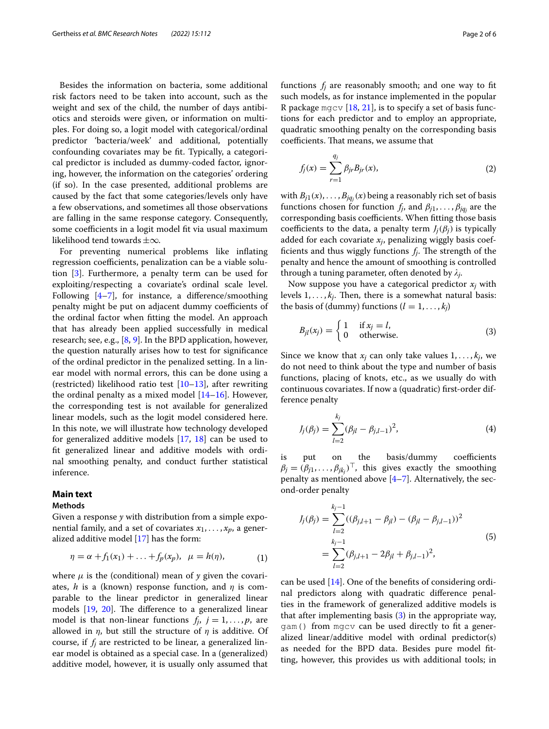Besides the information on bacteria, some additional risk factors need to be taken into account, such as the weight and sex of the child, the number of days antibiotics and steroids were given, or information on multiples. For doing so, a logit model with categorical/ordinal predictor 'bacteria/week' and additional, potentially confounding covariates may be fit. Typically, a categorical predictor is included as dummy-coded factor, ignoring, however, the information on the categories' ordering (if so). In the case presented, additional problems are caused by the fact that some categories/levels only have a few observations, and sometimes all those observations are falling in the same response category. Consequently, some coefficients in a logit model fit via usual maximum likelihood tend towards $\pm\infty$.

For preventing numerical problems like inflating regression coefficients, penalization can be a viable solution [3]. Furthermore, a penalty term can be used for exploiting/respecting a covariate's ordinal scale level. Following [4–7], for instance, a difference/smoothing penalty might be put on adjacent dummy coefficients of the ordinal factor when fitting the model. An approach that has already been applied successfully in medical research; see, e.g., [8, 9]. In the BPD application, however, the question naturally arises how to test for significance of the ordinal predictor in the penalized setting. In a linear model with normal errors, this can be done using a (restricted) likelihood ratio test [10–13], after rewriting the ordinal penalty as a mixed model [14–16]. However, the corresponding test is not available for generalized linear models, such as the logit model considered here. In this note, we will illustrate how technology developed for generalized additive models [17, 18] can be used to fit generalized linear and additive models with ordinal smoothing penalty, and conduct further statistical inference.

## Main text

### Methods

Given a response $y$ with distribution from a simple exponential family, and a set of covariates $x_1, \ldots, x_p$, a generalized additive model [17] has the form:

$$\eta = \alpha + f_1(x_1) + \ldots + f_p(x_p), \quad \mu = h(\eta), \tag{1}$$

where $\mu$ is the (conditional) mean of $y$ given the covariates, $h$ is a (known) response function, and $\eta$ is comparable to the linear predictor in generalized linear models [19, 20]. The difference to a generalized linear model is that non-linear functions $f_j$, $j = 1, \ldots, p$, are allowed in $\eta$, but still the structure of $\eta$ is additive. Of course, if $f_j$ are restricted to be linear, a generalized linear model is obtained as a special case. In a (generalized) additive model, however, it is usually only assumed that functions $f_j$ are reasonably smooth; and one way to fit such models, as for instance implemented in the popular R package `mgcv` [18, 21], is to specify a set of basis functions for each predictor and to employ an appropriate, quadratic smoothing penalty on the corresponding basis coefficients. That means, we assume that

$$f_j(x) = \sum_{r=1}^{q_j} \beta_{jr} B_{jr}(x), \tag{2}$$

with $B_{j1}(x), \ldots, B_{jq_j}(x)$ being a reasonably rich set of basis functions chosen for function $f_j$, and $\beta_{j1}, \ldots, \beta_{jq_j}$ are the corresponding basis coefficients. When fitting those basis coefficients to the data, a penalty term $J_j(\beta_j)$ is typically added for each covariate $x_j$, penalizing wiggly basis coefficients and thus wiggly functions $f_j$. The strength of the penalty and hence the amount of smoothing is controlled through a tuning parameter, often denoted by $\lambda_j$.

Now suppose you have a categorical predictor $x_j$ with levels $1, \ldots, k_j$. Then, there is a somewhat natural basis: the basis of (dummy) functions ($l = 1, \ldots, k_j$)

$$B_{jl}(x_j) = \begin{cases} 1 & \text{if } x_j = l, \\ 0 & \text{otherwise.} \end{cases} \tag{3}$$

Since we know that $x_j$ can only take values $1, \ldots, k_j$, we do not need to think about the type and number of basis functions, placing of knots, etc., as we usually do with continuous covariates. If now a (quadratic) first-order difference penalty

$$J_j(\beta_j) = \sum_{l=2}^{k_j} (\beta_{jl} - \beta_{j,l-1})^2, \tag{4}$$

is put on the basis/dummy coefficients $\beta_j = (\beta_{j1}, \ldots, \beta_{jk_j})^\top$, this gives exactly the smoothing penalty as mentioned above [4–7]. Alternatively, the second-order penalty

$$\begin{aligned} J_j(\beta_j) &= \sum_{l=2}^{k_j-1} ((\beta_{j,l+1} - \beta_{jl}) - (\beta_{jl} - \beta_{j,l-1}))^2 \\ &= \sum_{l=2}^{k_j-1} (\beta_{j,l+1} - 2\beta_{jl} + \beta_{j,l-1})^2, \end{aligned} \tag{5}$$

can be used [14]. One of the benefits of considering ordinal predictors along with quadratic difference penalties in the framework of generalized additive models is that after implementing basis (3) in the appropriate way, `gam()` from `mgcv` can be used directly to fit a generalized linear/additive model with ordinal predictor(s) as needed for the BPD data. Besides pure model fitting, however, this provides us with additional tools; in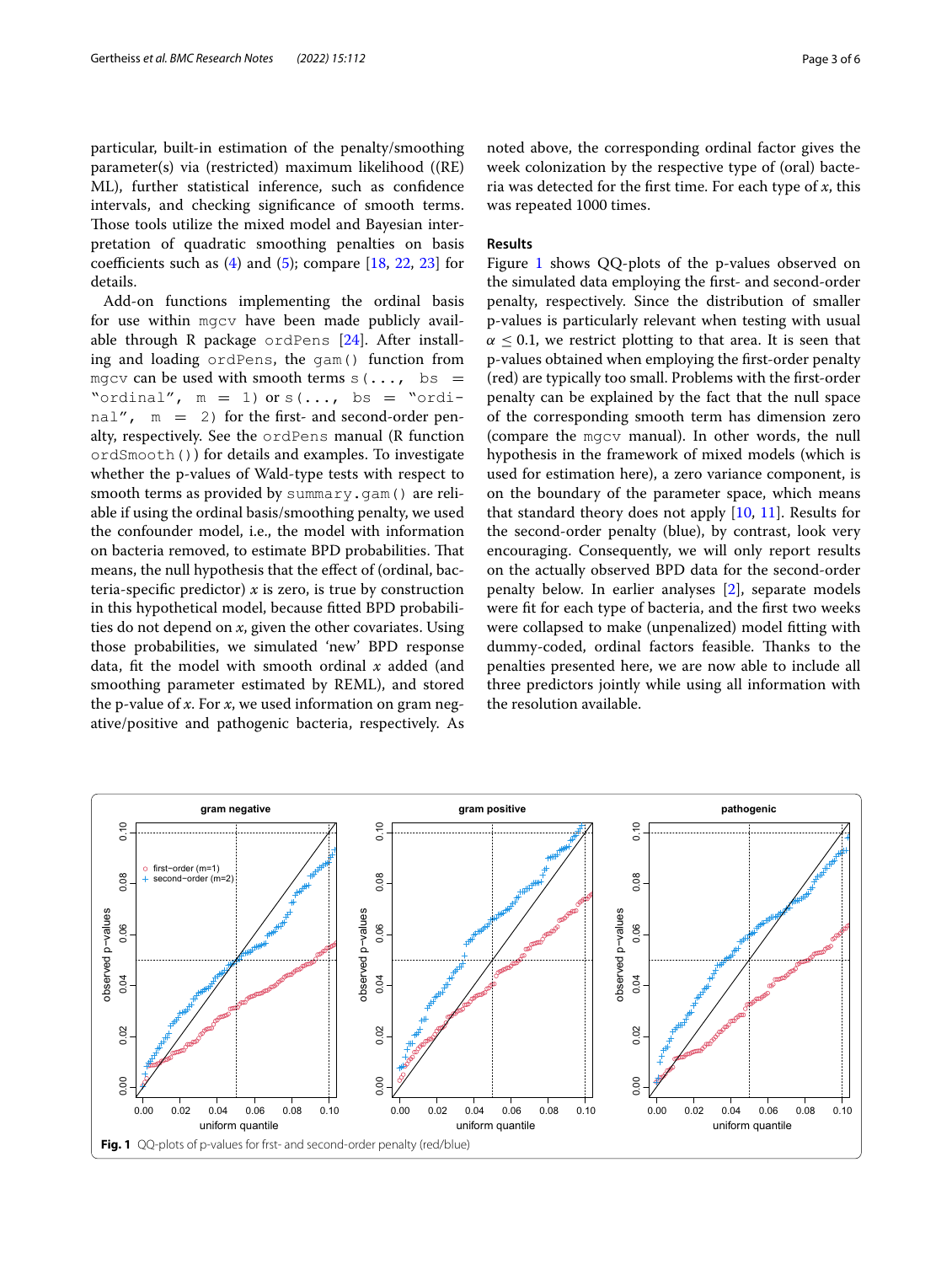particular, built-in estimation of the penalty/smoothing parameter(s) via (restricted) maximum likelihood ((RE) ML), further statistical inference, such as confidence intervals, and checking significance of smooth terms. Those tools utilize the mixed model and Bayesian interpretation of quadratic smoothing penalties on basis coefficients such as (4) and (5); compare [18, 22, 23] for details.

Add-on functions implementing the ordinal basis for use within `mgcv` have been made publicly available through R package `ordPens` [24]. After installing and loading `ordPens`, the `gam()` function from `mgcv` can be used with smooth terms `s(..., bs = "ordinal", m = 1)` or `s(..., bs = "ordinal", m = 2)` for the first- and second-order penalty, respectively. See the `ordPens` manual (R function `ordSmooth()`) for details and examples. To investigate whether the p-values of Wald-type tests with respect to smooth terms as provided by `summary.gam()` are reliable if using the ordinal basis/smoothing penalty, we used the confounder model, i.e., the model with information on bacteria removed, to estimate BPD probabilities. That means, the null hypothesis that the effect of (ordinal, bacteria-specific predictor) $x$ is zero, is true by construction in this hypothetical model, because fitted BPD probabilities do not depend on $x$, given the other covariates. Using those probabilities, we simulated 'new' BPD response data, fit the model with smooth ordinal $x$ added (and smoothing parameter estimated by REML), and stored the p-value of $x$. For $x$, we used information on gram negative/positive and pathogenic bacteria, respectively. As noted above, the corresponding ordinal factor gives the week colonization by the respective type of (oral) bacteria was detected for the first time. For each type of $x$, this was repeated 1000 times.

## Results

Figure 1 shows QQ-plots of the p-values observed on the simulated data employing the first- and second-order penalty, respectively. Since the distribution of smaller p-values is particularly relevant when testing with usual $\alpha \leq 0.1$, we restrict plotting to that area. It is seen that p-values obtained when employing the first-order penalty (red) are typically too small. Problems with the first-order penalty can be explained by the fact that the null space of the corresponding smooth term has dimension zero (compare the `mgcv` manual). In other words, the null hypothesis in the framework of mixed models (which is used for estimation here), a zero variance component, is on the boundary of the parameter space, which means that standard theory does not apply [10, 11]. Results for the second-order penalty (blue), by contrast, look very encouraging. Consequently, we will only report results on the actually observed BPD data for the second-order penalty below. In earlier analyses [2], separate models were fit for each type of bacteria, and the first two weeks were collapsed to make (unpenalized) model fitting with dummy-coded, ordinal factors feasible. Thanks to the penalties presented here, we are now able to include all three predictors jointly while using all information with the resolution available.

**Fig. 1** QQ-plots of p-values for frst- and second-order penalty (red/blue)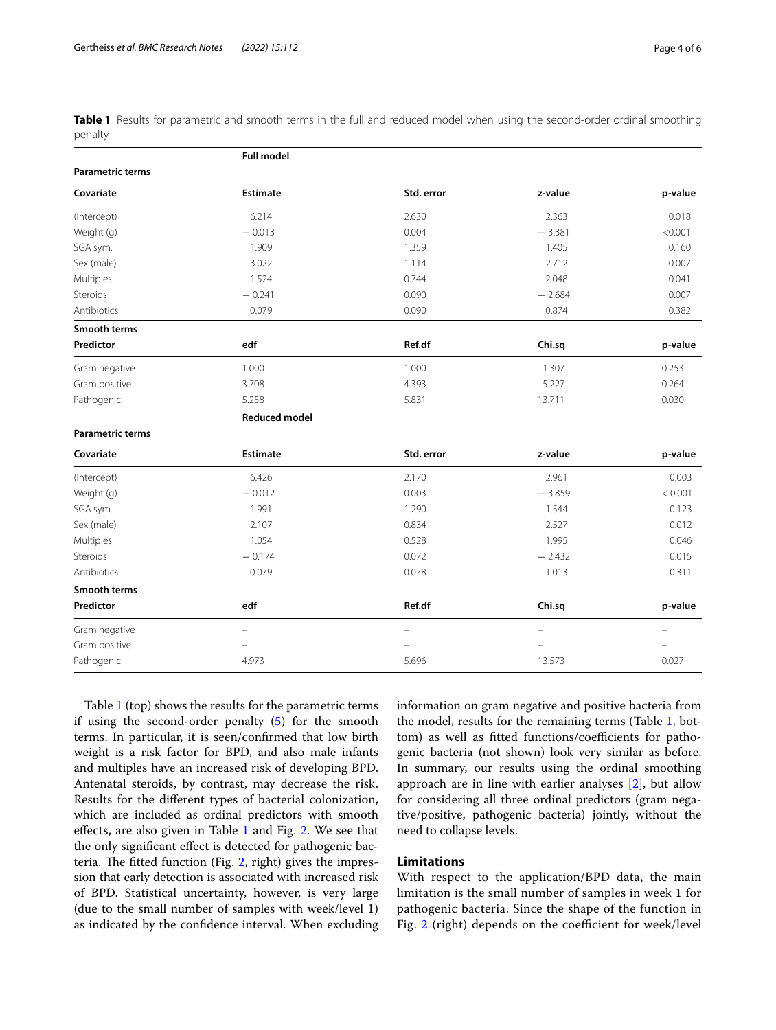**Table 1** Results for parametric and smooth terms in the full and reduced model when using the second-order ordinal smoothing penalty

| | **Full model** | | | |
|---|---|---|---|---|
| **Parametric terms** | | | | |
| **Covariate** | **Estimate** | **Std. error** | **z-value** | **p-value** |
| (Intercept) | 6.214 | 2.630 | 2.363 | 0.018 |
| Weight (g) | − 0.013 | 0.004 | − 3.381 | <0.001 |
| SGA sym. | 1.909 | 1.359 | 1.405 | 0.160 |
| Sex (male) | 3.022 | 1.114 | 2.712 | 0.007 |
| Multiples | 1.524 | 0.744 | 2.048 | 0.041 |
| Steroids | − 0.241 | 0.090 | − 2.684 | 0.007 |
| Antibiotics | 0.079 | 0.090 | 0.874 | 0.382 |
| **Smooth terms** | | | | |
| **Predictor** | **edf** | **Ref.df** | **Chi.sq** | **p-value** |
| Gram negative | 1.000 | 1.000 | 1.307 | 0.253 |
| Gram positive | 3.708 | 4.393 | 5.227 | 0.264 |
| Pathogenic | 5.258 | 5.831 | 13.711 | 0.030 |
| | **Reduced model** | | | |
| **Parametric terms** | | | | |
| **Covariate** | **Estimate** | **Std. error** | **z-value** | **p-value** |
| (Intercept) | 6.426 | 2.170 | 2.961 | 0.003 |
| Weight (g) | − 0.012 | 0.003 | − 3.859 | < 0.001 |
| SGA sym. | 1.991 | 1.290 | 1.544 | 0.123 |
| Sex (male) | 2.107 | 0.834 | 2.527 | 0.012 |
| Multiples | 1.054 | 0.528 | 1.995 | 0.046 |
| Steroids | − 0.174 | 0.072 | − 2.432 | 0.015 |
| Antibiotics | 0.079 | 0.078 | 1.013 | 0.311 |
| **Smooth terms** | | | | |
| **Predictor** | **edf** | **Ref.df** | **Chi.sq** | **p-value** |
| Gram negative | – | – | – | – |
| Gram positive | – | – | – | – |
| Pathogenic | 4.973 | 5.696 | 13.573 | 0.027 |

Table 1 (top) shows the results for the parametric terms if using the second-order penalty (5) for the smooth terms. In particular, it is seen/confirmed that low birth weight is a risk factor for BPD, and also male infants and multiples have an increased risk of developing BPD. Antenatal steroids, by contrast, may decrease the risk. Results for the different types of bacterial colonization, which are included as ordinal predictors with smooth effects, are also given in Table 1 and Fig. 2. We see that the only significant effect is detected for pathogenic bacteria. The fitted function (Fig. 2, right) gives the impression that early detection is associated with increased risk of BPD. Statistical uncertainty, however, is very large (due to the small number of samples with week/level 1) as indicated by the confidence interval. When excluding information on gram negative and positive bacteria from the model, results for the remaining terms (Table 1, bottom) as well as fitted functions/coefficients for pathogenic bacteria (not shown) look very similar as before. In summary, our results using the ordinal smoothing approach are in line with earlier analyses [2], but allow for considering all three ordinal predictors (gram negative/positive, pathogenic bacteria) jointly, without the need to collapse levels.

## Limitations

With respect to the application/BPD data, the main limitation is the small number of samples in week 1 for pathogenic bacteria. Since the shape of the function in Fig. 2 (right) depends on the coefficient for week/level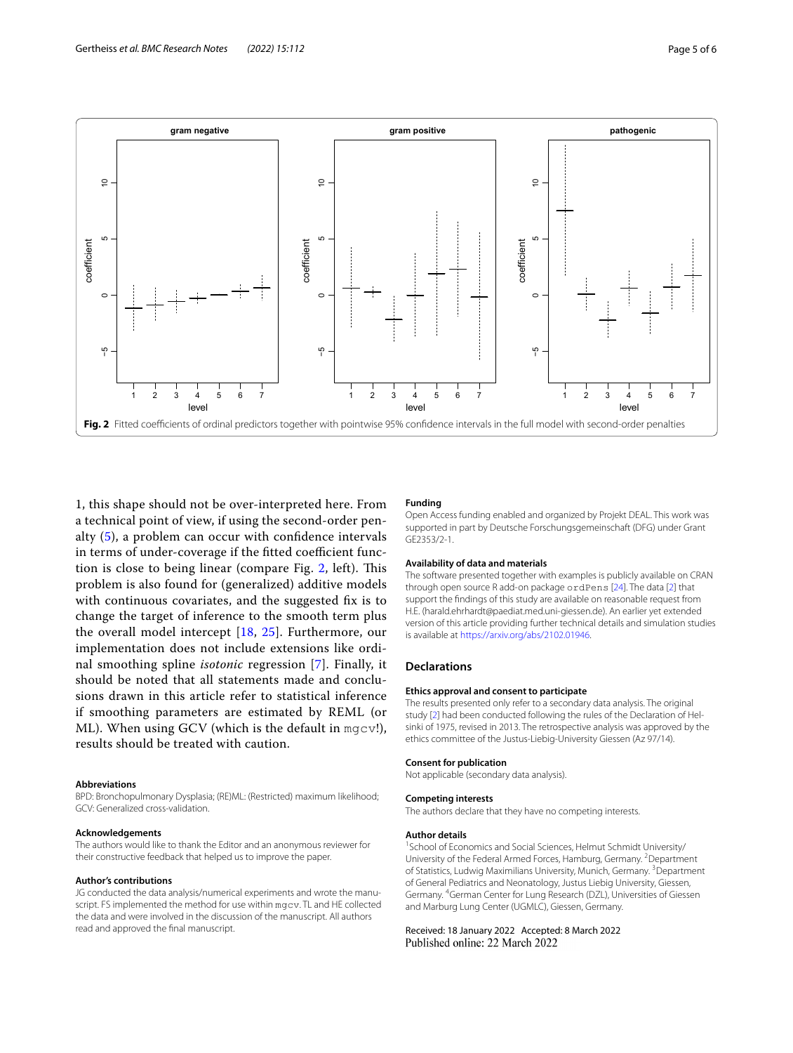Fig. 2 Fitted coefficients of ordinal predictors together with pointwise 95% confidence intervals in the full model with second-order penalties

1, this shape should not be over-interpreted here. From a technical point of view, if using the second-order penalty (5), a problem can occur with confidence intervals in terms of under-coverage if the fitted coefficient function is close to being linear (compare Fig. 2, left). This problem is also found for (generalized) additive models with continuous covariates, and the suggested fix is to change the target of inference to the smooth term plus the overall model intercept [18, 25]. Furthermore, our implementation does not include extensions like ordinal smoothing spline *isotonic* regression [7]. Finally, it should be noted that all statements made and conclusions drawn in this article refer to statistical inference if smoothing parameters are estimated by REML (or ML). When using GCV (which is the default in mgcv!), results should be treated with caution.

#### Abbreviations

BPD: Bronchopulmonary Dysplasia; (RE)ML: (Restricted) maximum likelihood; GCV: Generalized cross-validation.

#### Acknowledgements

The authors would like to thank the Editor and an anonymous reviewer for their constructive feedback that helped us to improve the paper.

#### Author's contributions

JG conducted the data analysis/numerical experiments and wrote the manuscript. FS implemented the method for use within mgcv. TL and HE collected the data and were involved in the discussion of the manuscript. All authors read and approved the final manuscript.

#### Funding

Open Access funding enabled and organized by Projekt DEAL. This work was supported in part by Deutsche Forschungsgemeinschaft (DFG) under Grant GE2353/2-1.

#### Availability of data and materials

The software presented together with examples is publicly available on CRAN through open source R add-on package ordPens [24]. The data [2] that support the findings of this study are available on reasonable request from H.E. (harald.ehrhardt@paediat.med.uni-giessen.de). An earlier yet extended version of this article providing further technical details and simulation studies is available at https://arxiv.org/abs/2102.01946.

## Declarations

#### Ethics approval and consent to participate

The results presented only refer to a secondary data analysis. The original study [2] had been conducted following the rules of the Declaration of Helsinki of 1975, revised in 2013. The retrospective analysis was approved by the ethics committee of the Justus-Liebig-University Giessen (Az 97/14).

#### Consent for publication

Not applicable (secondary data analysis).

#### Competing interests

The authors declare that they have no competing interests.

#### Author details

[1] School of Economics and Social Sciences, Helmut Schmidt University/University of the Federal Armed Forces, Hamburg, Germany. [2] Department of Statistics, Ludwig Maximilians University, Munich, Germany. [3] Department of General Pediatrics and Neonatology, Justus Liebig University, Giessen, Germany. [4] German Center for Lung Research (DZL), Universities of Giessen and Marburg Lung Center (UGMLC), Giessen, Germany.

Received: 18 January 2022 Accepted: 8 March 2022
Published online: 22 March 2022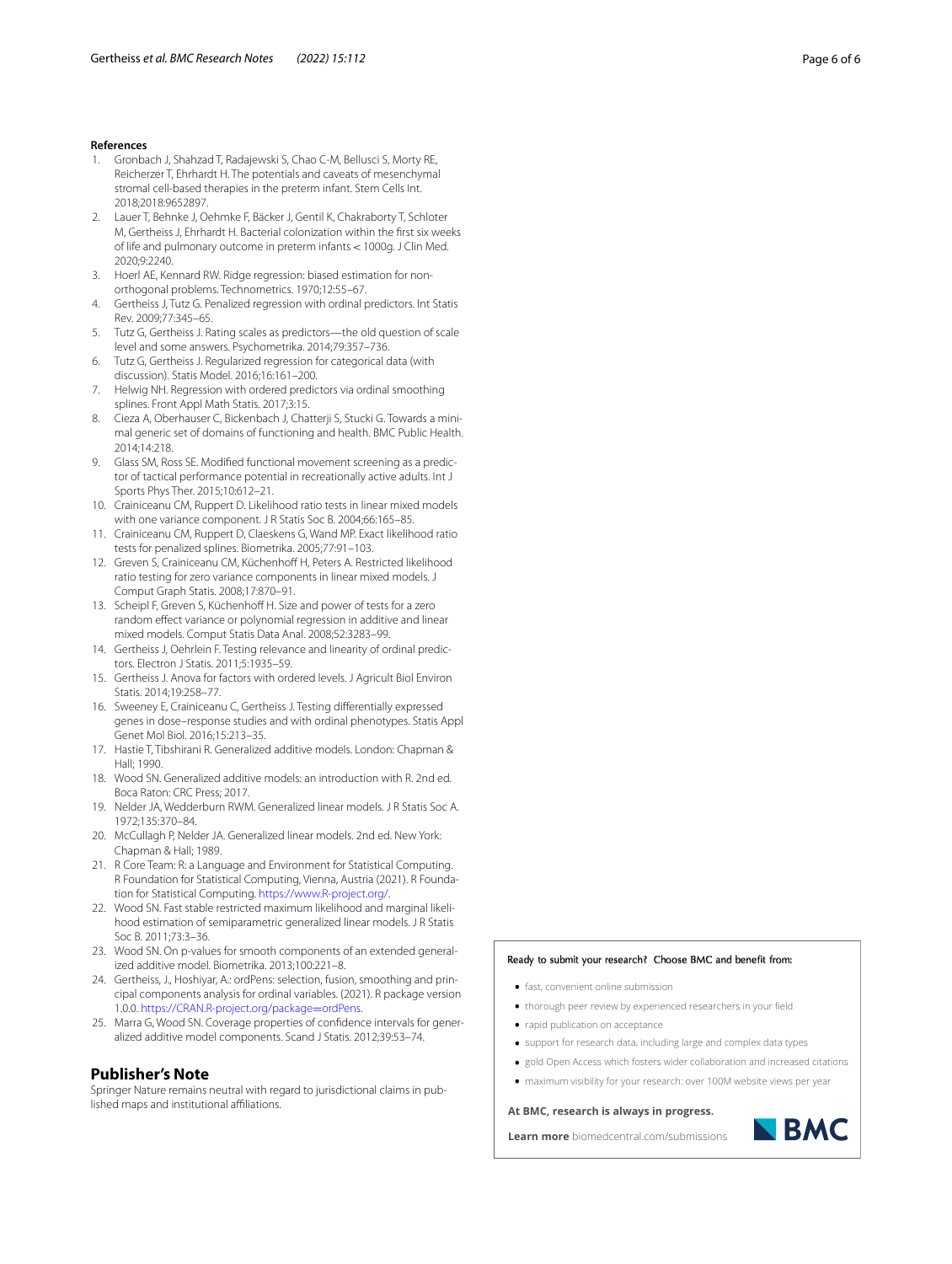### References

1. Gronbach J, Shahzad T, Radajewski S, Chao C-M, Bellusci S, Morty RE, Reicherzer T, Ehrhardt H. The potentials and caveats of mesenchymal stromal cell-based therapies in the preterm infant. Stem Cells Int. 2018;2018:9652897.
2. Lauer T, Behnke J, Oehmke F, Bäcker J, Gentil K, Chakraborty T, Schloter M, Gertheiss J, Ehrhardt H. Bacterial colonization within the first six weeks of life and pulmonary outcome in preterm infants < 1000g. J Clin Med. 2020;9:2240.
3. Hoerl AE, Kennard RW. Ridge regression: biased estimation for non-orthogonal problems. Technometrics. 1970;12:55–67.
4. Gertheiss J, Tutz G. Penalized regression with ordinal predictors. Int Statis Rev. 2009;77:345–65.
5. Tutz G, Gertheiss J. Rating scales as predictors—the old question of scale level and some answers. Psychometrika. 2014;79:357–736.
6. Tutz G, Gertheiss J. Regularized regression for categorical data (with discussion). Statis Model. 2016;16:161–200.
7. Helwig NH. Regression with ordered predictors via ordinal smoothing splines. Front Appl Math Statis. 2017;3:15.
8. Cieza A, Oberhauser C, Bickenbach J, Chatterji S, Stucki G. Towards a minimal generic set of domains of functioning and health. BMC Public Health. 2014;14:218.
9. Glass SM, Ross SE. Modified functional movement screening as a predictor of tactical performance potential in recreationally active adults. Int J Sports Phys Ther. 2015;10:612–21.
10. Crainiceanu CM, Ruppert D. Likelihood ratio tests in linear mixed models with one variance component. J R Statis Soc B. 2004;66:165–85.
11. Crainiceanu CM, Ruppert D, Claeskens G, Wand MP. Exact likelihood ratio tests for penalized splines. Biometrika. 2005;77:91–103.
12. Greven S, Crainiceanu CM, Küchenhoff H, Peters A. Restricted likelihood ratio testing for zero variance components in linear mixed models. J Comput Graph Statis. 2008;17:870–91.
13. Scheipl F, Greven S, Küchenhoff H. Size and power of tests for a zero random effect variance or polynomial regression in additive and linear mixed models. Comput Statis Data Anal. 2008;52:3283–99.
14. Gertheiss J, Oehrlein F. Testing relevance and linearity of ordinal predictors. Electron J Statis. 2011;5:1935–59.
15. Gertheiss J. Anova for factors with ordered levels. J Agricult Biol Environ Statis. 2014;19:258–77.
16. Sweeney E, Crainiceanu C, Gertheiss J. Testing differentially expressed genes in dose–response studies and with ordinal phenotypes. Statis Appl Genet Mol Biol. 2016;15:213–35.
17. Hastie T, Tibshirani R. Generalized additive models. London: Chapman & Hall; 1990.
18. Wood SN. Generalized additive models: an introduction with R. 2nd ed. Boca Raton: CRC Press; 2017.
19. Nelder JA, Wedderburn RWM. Generalized linear models. J R Statis Soc A. 1972;135:370–84.
20. McCullagh P, Nelder JA. Generalized linear models. 2nd ed. New York: Chapman & Hall; 1989.
21. R Core Team: R: a Language and Environment for Statistical Computing. R Foundation for Statistical Computing, Vienna, Austria (2021). R Foundation for Statistical Computing. https://www.R-project.org/.
22. Wood SN. Fast stable restricted maximum likelihood and marginal likelihood estimation of semiparametric generalized linear models. J R Statis Soc B. 2011;73:3–36.
23. Wood SN. On p-values for smooth components of an extended generalized additive model. Biometrika. 2013;100:221–8.
24. Gertheiss, J., Hoshiyar, A.: ordPens: selection, fusion, smoothing and principal components analysis for ordinal variables. (2021). R package version 1.0.0. https://CRAN.R-project.org/package=ordPens.
25. Marra G, Wood SN. Coverage properties of confidence intervals for generalized additive model components. Scand J Statis. 2012;39:53–74.

## Publisher's Note

Springer Nature remains neutral with regard to jurisdictional claims in published maps and institutional affiliations.

Ready to submit your research? Choose BMC and benefit from:

- fast, convenient online submission
- thorough peer review by experienced researchers in your field
- rapid publication on acceptance
- support for research data, including large and complex data types
- gold Open Access which fosters wider collaboration and increased citations
- maximum visibility for your research: over 100M website views per year

**At BMC, research is always in progress.**

**Learn more** biomedcentral.com/submissions

BMC